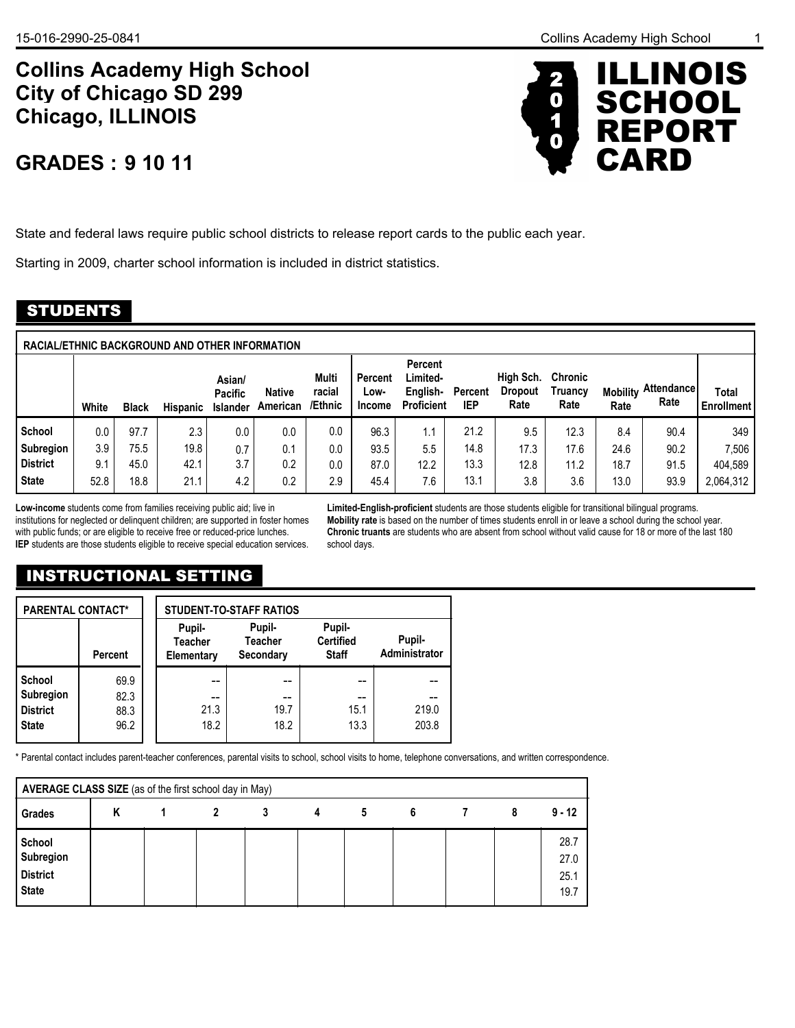# Collins Academy High School
# City of Chicago SD 299
# Chicago, ILLINOIS

## GRADES : 9 10 11

# 2010 ILLINOIS SCHOOL REPORT CARD

State and federal laws require public school districts to release report cards to the public each year.

Starting in 2009, charter school information is included in district statistics.

## STUDENTS

**RACIAL/ETHNIC BACKGROUND AND OTHER INFORMATION**

| | White | Black | Hispanic | Asian/ Pacific Islander | Native American | Multi racial /Ethnic | Percent Low-Income | Percent Limited-English-Proficient | Percent IEP | High Sch. Dropout Rate | Chronic Truancy Rate | Mobility Rate | Attendance Rate | Total Enrollment |
|---|---|---|---|---|---|---|---|---|---|---|---|---|---|---|
| School | 0.0 | 97.7 | 2.3 | 0.0 | 0.0 | 0.0 | 96.3 | 1.1 | 21.2 | 9.5 | 12.3 | 8.4 | 90.4 | 349 |
| Subregion | 3.9 | 75.5 | 19.8 | 0.7 | 0.1 | 0.0 | 93.5 | 5.5 | 14.8 | 17.3 | 17.6 | 24.6 | 90.2 | 7,506 |
| District | 9.1 | 45.0 | 42.1 | 3.7 | 0.2 | 0.0 | 87.0 | 12.2 | 13.3 | 12.8 | 11.2 | 18.7 | 91.5 | 404,589 |
| State | 52.8 | 18.8 | 21.1 | 4.2 | 0.2 | 2.9 | 45.4 | 7.6 | 13.1 | 3.8 | 3.6 | 13.0 | 93.9 | 2,064,312 |

**Low-income** students come from families receiving public aid; live in institutions for neglected or delinquent children; are supported in foster homes with public funds; or are eligible to receive free or reduced-price lunches.
**IEP** students are those students eligible to receive special education services.

**Limited-English-proficient** students are those students eligible for transitional bilingual programs.
**Mobility rate** is based on the number of times students enroll in or leave a school during the school year.
**Chronic truants** are students who are absent from school without valid cause for 18 or more of the last 180 school days.

## INSTRUCTIONAL SETTING

**PARENTAL CONTACT***

| | Percent |
|---|---|
| School | 69.9 |
| Subregion | 82.3 |
| District | 88.3 |
| State | 96.2 |

**STUDENT-TO-STAFF RATIOS**

| | Pupil-Teacher Elementary | Pupil-Teacher Secondary | Pupil-Certified Staff | Pupil-Administrator |
|---|---|---|---|---|
| School | -- | -- | -- | -- |
| Subregion | -- | -- | -- | -- |
| District | 21.3 | 19.7 | 15.1 | 219.0 |
| State | 18.2 | 18.2 | 13.3 | 203.8 |

* Parental contact includes parent-teacher conferences, parental visits to school, school visits to home, telephone conversations, and written correspondence.

**AVERAGE CLASS SIZE** (as of the first school day in May)

| Grades | K | 1 | 2 | 3 | 4 | 5 | 6 | 7 | 8 | 9 - 12 |
|---|---|---|---|---|---|---|---|---|---|---|
| School | | | | | | | | | | 28.7 |
| Subregion | | | | | | | | | | 27.0 |
| District | | | | | | | | | | 25.1 |
| State | | | | | | | | | | 19.7 |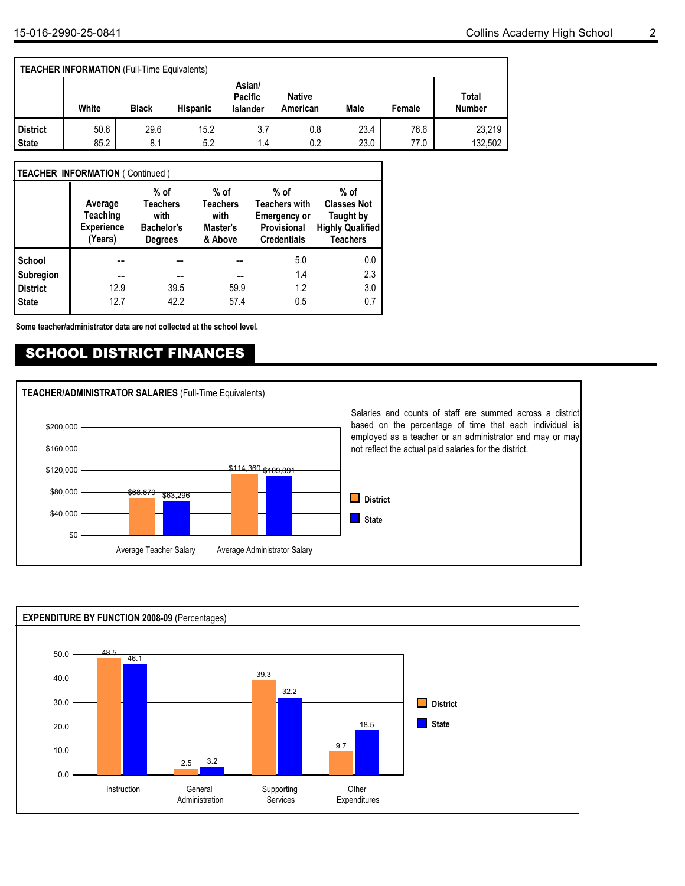**TEACHER INFORMATION** (Full-Time Equivalents)

| | White | Black | Hispanic | Asian/ Pacific Islander | Native American | Male | Female | Total Number |
|---|---|---|---|---|---|---|---|---|
| District | 50.6 | 29.6 | 15.2 | 3.7 | 0.8 | 23.4 | 76.6 | 23,219 |
| State | 85.2 | 8.1 | 5.2 | 1.4 | 0.2 | 23.0 | 77.0 | 132,502 |

**TEACHER INFORMATION** ( Continued )

| | Average Teaching Experience (Years) | % of Teachers with Bachelor's Degrees | % of Teachers with Master's & Above | % of Teachers with Emergency or Provisional Credentials | % of Classes Not Taught by Highly Qualified Teachers |
|---|---|---|---|---|---|
| School | -- | -- | -- | 5.0 | 0.0 |
| Subregion | -- | -- | -- | 1.4 | 2.3 |
| District | 12.9 | 39.5 | 59.9 | 1.2 | 3.0 |
| State | 12.7 | 42.2 | 57.4 | 0.5 | 0.7 |

**Some teacher/administrator data are not collected at the school level.**

## SCHOOL DISTRICT FINANCES

**TEACHER/ADMINISTRATOR SALARIES** (Full-Time Equivalents)

| | District | State |
|---|---|---|
| Average Teacher Salary | $68,679 | $63,296 |
| Average Administrator Salary | $114,360 | $109,091 |

Salaries and counts of staff are summed across a district based on the percentage of time that each individual is employed as a teacher or an administrator and may or may not reflect the actual paid salaries for the district.

**EXPENDITURE BY FUNCTION 2008-09** (Percentages)

| | District | State |
|---|---|---|
| Instruction | 48.5 | 46.1 |
| General Administration | 2.5 | 3.2 |
| Supporting Services | 39.3 | 32.2 |
| Other Expenditures | 9.7 | 18.5 |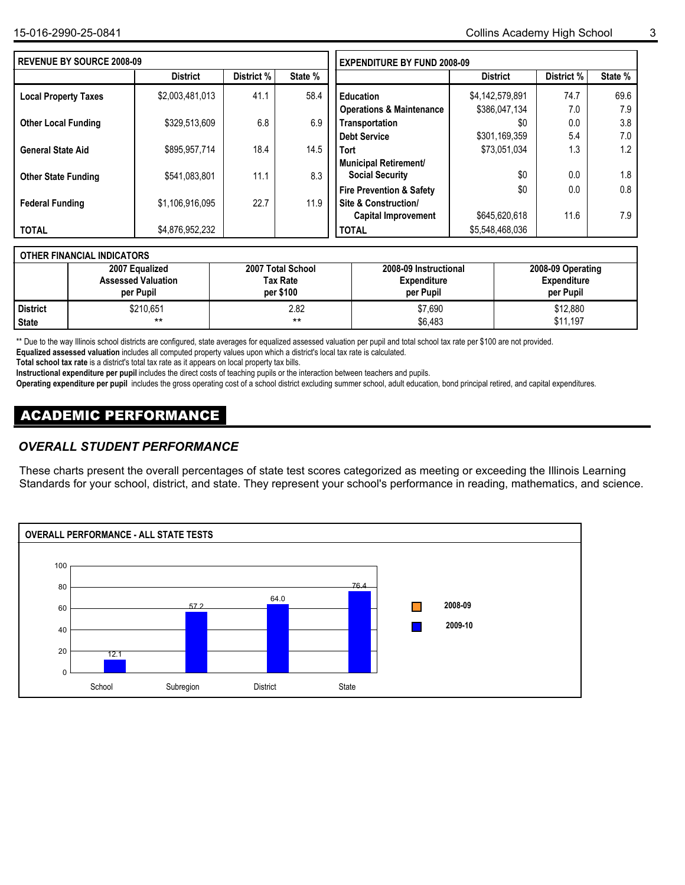**REVENUE BY SOURCE 2008-09**

| | District | District % | State % |
|---|---|---|---|
| **Local Property Taxes** | $2,003,481,013 | 41.1 | 58.4 |
| **Other Local Funding** | $329,513,609 | 6.8 | 6.9 |
| **General State Aid** | $895,957,714 | 18.4 | 14.5 |
| **Other State Funding** | $541,083,801 | 11.1 | 8.3 |
| **Federal Funding** | $1,106,916,095 | 22.7 | 11.9 |
| **TOTAL** | $4,876,952,232 | | |

**EXPENDITURE BY FUND 2008-09**

| | District | District % | State % |
|---|---|---|---|
| **Education** | $4,142,579,891 | 74.7 | 69.6 |
| **Operations & Maintenance** | $386,047,134 | 7.0 | 7.9 |
| **Transportation** | $0 | 0.0 | 3.8 |
| **Debt Service** | $301,169,359 | 5.4 | 7.0 |
| **Tort** | $73,051,034 | 1.3 | 1.2 |
| **Municipal Retirement/ Social Security** | $0 | 0.0 | 1.8 |
| **Fire Prevention & Safety** | $0 | 0.0 | 0.8 |
| **Site & Construction/ Capital Improvement** | $645,620,618 | 11.6 | 7.9 |
| **TOTAL** | $5,548,468,036 | | |

**OTHER FINANCIAL INDICATORS**

| | 2007 Equalized Assessed Valuation per Pupil | 2007 Total School Tax Rate per $100 | 2008-09 Instructional Expenditure per Pupil | 2008-09 Operating Expenditure per Pupil |
|---|---|---|---|---|
| **District** | $210,651 | 2.82 | $7,690 | $12,880 |
| **State** | ** | ** | $6,483 | $11,197 |

** Due to the way Illinois school districts are configured, state averages for equalized assessed valuation per pupil and total school tax rate per $100 are not provided.

**Equalized assessed valuation** includes all computed property values upon which a district's local tax rate is calculated.

**Total school tax rate** is a district's total tax rate as it appears on local property tax bills.

**Instructional expenditure per pupil** includes the direct costs of teaching pupils or the interaction between teachers and pupils.

**Operating expenditure per pupil** includes the gross operating cost of a school district excluding summer school, adult education, bond principal retired, and capital expenditures.

# ACADEMIC PERFORMANCE

## *OVERALL STUDENT PERFORMANCE*

These charts present the overall percentages of state test scores categorized as meeting or exceeding the Illinois Learning Standards for your school, district, and state. They represent your school's performance in reading, mathematics, and science.

**OVERALL PERFORMANCE - ALL STATE TESTS**

| | School | Subregion | District | State |
|---|---|---|---|---|
| 2008-09 | | | | |
| 2009-10 | 12.1 | 57.2 | 64.0 | 76.4 |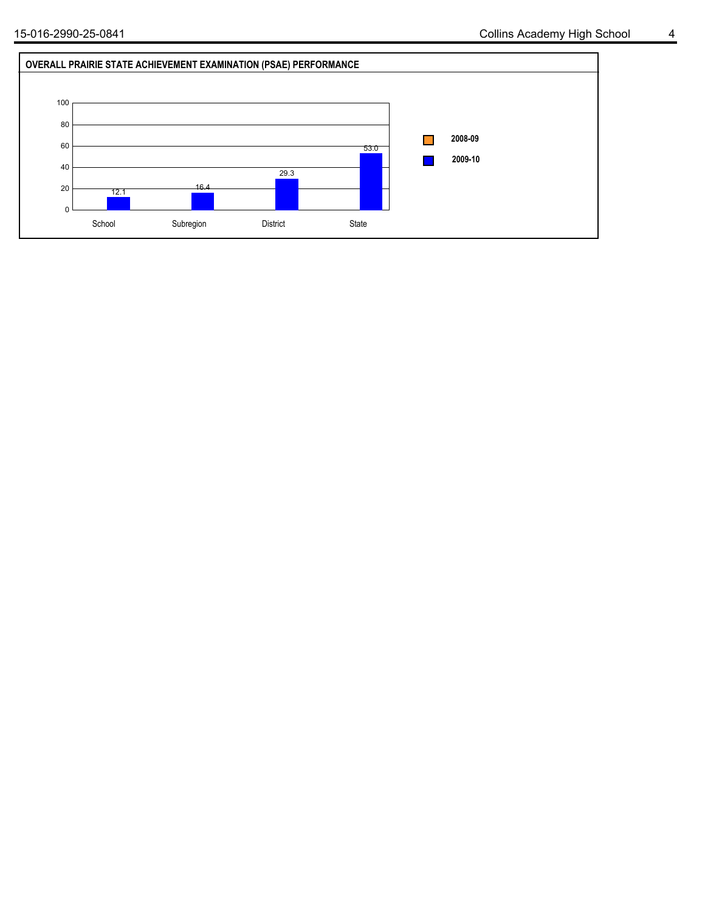## OVERALL PRAIRIE STATE ACHIEVEMENT EXAMINATION (PSAE) PERFORMANCE

| | School | Subregion | District | State |
|---|---|---|---|---|
| 2008-09 | | | | |
| 2009-10 | 12.1 | 16.4 | 29.3 | 53.0 |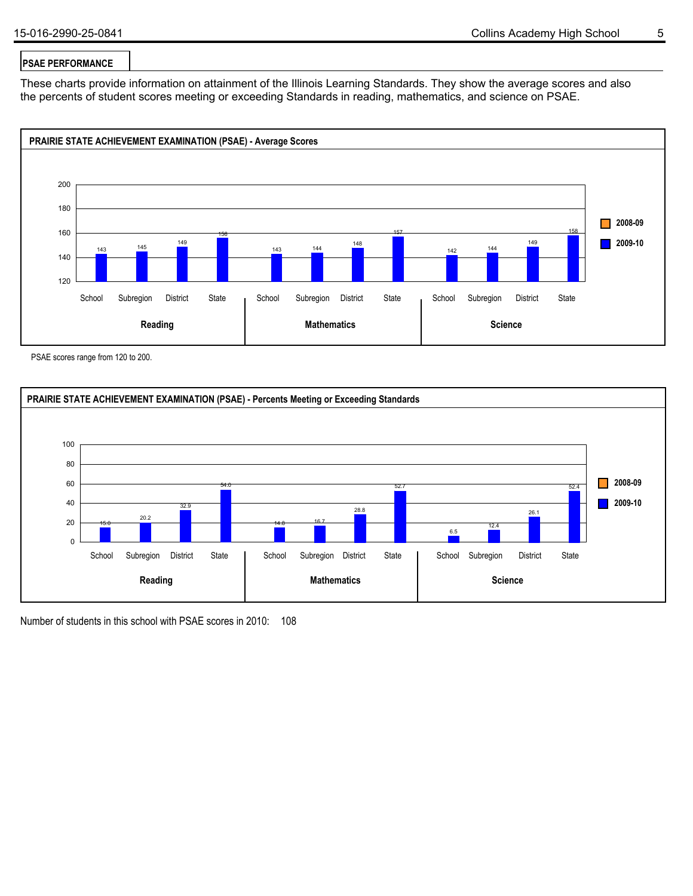## PSAE PERFORMANCE

These charts provide information on attainment of the Illinois Learning Standards. They show the average scores and also the percents of student scores meeting or exceeding Standards in reading, mathematics, and science on PSAE.

### PRAIRIE STATE ACHIEVEMENT EXAMINATION (PSAE) - Average Scores

| | School | Subregion | District | State |
|---|---|---|---|---|
| Reading (2009-10) | 143 | 145 | 149 | 156 |
| Mathematics (2009-10) | 143 | 144 | 148 | 157 |
| Science (2009-10) | 142 | 144 | 149 | 158 |

PSAE scores range from 120 to 200.

### PRAIRIE STATE ACHIEVEMENT EXAMINATION (PSAE) - Percents Meeting or Exceeding Standards

| | School | Subregion | District | State |
|---|---|---|---|---|
| Reading (2009-10) | 15.0 | 20.2 | 32.9 | 54.0 |
| Mathematics (2009-10) | 14.8 | 16.7 | 28.8 | 52.7 |
| Science (2009-10) | 6.5 | 12.4 | 26.1 | 52.4 |

Number of students in this school with PSAE scores in 2010: 108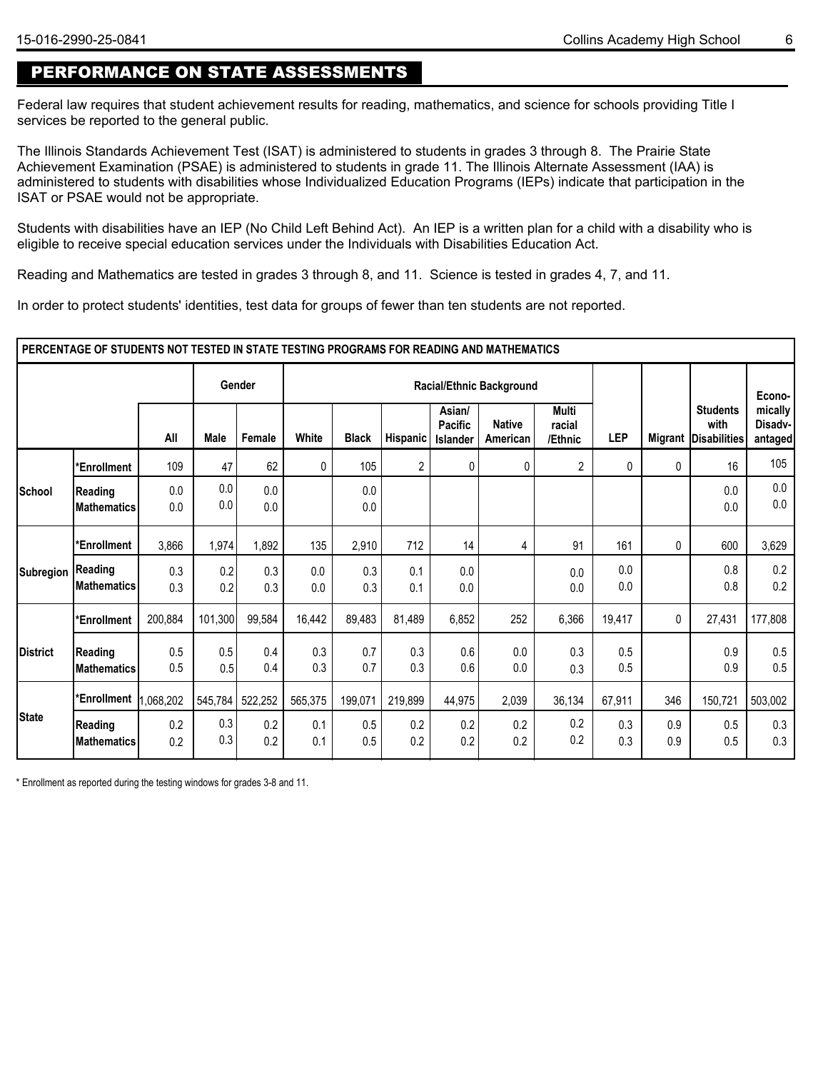## PERFORMANCE ON STATE ASSESSMENTS

Federal law requires that student achievement results for reading, mathematics, and science for schools providing Title I services be reported to the general public.

The Illinois Standards Achievement Test (ISAT) is administered to students in grades 3 through 8. The Prairie State Achievement Examination (PSAE) is administered to students in grade 11. The Illinois Alternate Assessment (IAA) is administered to students with disabilities whose Individualized Education Programs (IEPs) indicate that participation in the ISAT or PSAE would not be appropriate.

Students with disabilities have an IEP (No Child Left Behind Act). An IEP is a written plan for a child with a disability who is eligible to receive special education services under the Individuals with Disabilities Education Act.

Reading and Mathematics are tested in grades 3 through 8, and 11. Science is tested in grades 4, 7, and 11.

In order to protect students' identities, test data for groups of fewer than ten students are not reported.

**PERCENTAGE OF STUDENTS NOT TESTED IN STATE TESTING PROGRAMS FOR READING AND MATHEMATICS**

| | | | Gender | | Racial/Ethnic Background | | | | | | | | | |
|---|---|---|---|---|---|---|---|---|---|---|---|---|---|---|
| | | All | Male | Female | White | Black | Hispanic | Asian/ Pacific Islander | Native American | Multi racial /Ethnic | LEP | Migrant | Students with Disabilities | Economically Disadvantaged |
| School | *Enrollment | 109 | 47 | 62 | 0 | 105 | 2 | 0 | 0 | 2 | 0 | 0 | 16 | 105 |
| | Reading | 0.0 | 0.0 | 0.0 | | 0.0 | | | | | | | 0.0 | 0.0 |
| | Mathematics | 0.0 | 0.0 | 0.0 | | 0.0 | | | | | | | 0.0 | 0.0 |
| Subregion | *Enrollment | 3,866 | 1,974 | 1,892 | 135 | 2,910 | 712 | 14 | 4 | 91 | 161 | 0 | 600 | 3,629 |
| | Reading | 0.3 | 0.2 | 0.3 | 0.0 | 0.3 | 0.1 | 0.0 | | 0.0 | 0.0 | | 0.8 | 0.2 |
| | Mathematics | 0.3 | 0.2 | 0.3 | 0.0 | 0.3 | 0.1 | 0.0 | | 0.0 | 0.0 | | 0.8 | 0.2 |
| District | *Enrollment | 200,884 | 101,300 | 99,584 | 16,442 | 89,483 | 81,489 | 6,852 | 252 | 6,366 | 19,417 | 0 | 27,431 | 177,808 |
| | Reading | 0.5 | 0.5 | 0.4 | 0.3 | 0.7 | 0.3 | 0.6 | 0.0 | 0.3 | 0.5 | | 0.9 | 0.5 |
| | Mathematics | 0.5 | 0.5 | 0.4 | 0.3 | 0.7 | 0.3 | 0.6 | 0.0 | 0.3 | 0.5 | | 0.9 | 0.5 |
| State | *Enrollment | 1,068,202 | 545,784 | 522,252 | 565,375 | 199,071 | 219,899 | 44,975 | 2,039 | 36,134 | 67,911 | 346 | 150,721 | 503,002 |
| | Reading | 0.2 | 0.3 | 0.2 | 0.1 | 0.5 | 0.2 | 0.2 | 0.2 | 0.2 | 0.3 | 0.9 | 0.5 | 0.3 |
| | Mathematics | 0.2 | 0.3 | 0.2 | 0.1 | 0.5 | 0.2 | 0.2 | 0.2 | 0.2 | 0.3 | 0.9 | 0.5 | 0.3 |

* Enrollment as reported during the testing windows for grades 3-8 and 11.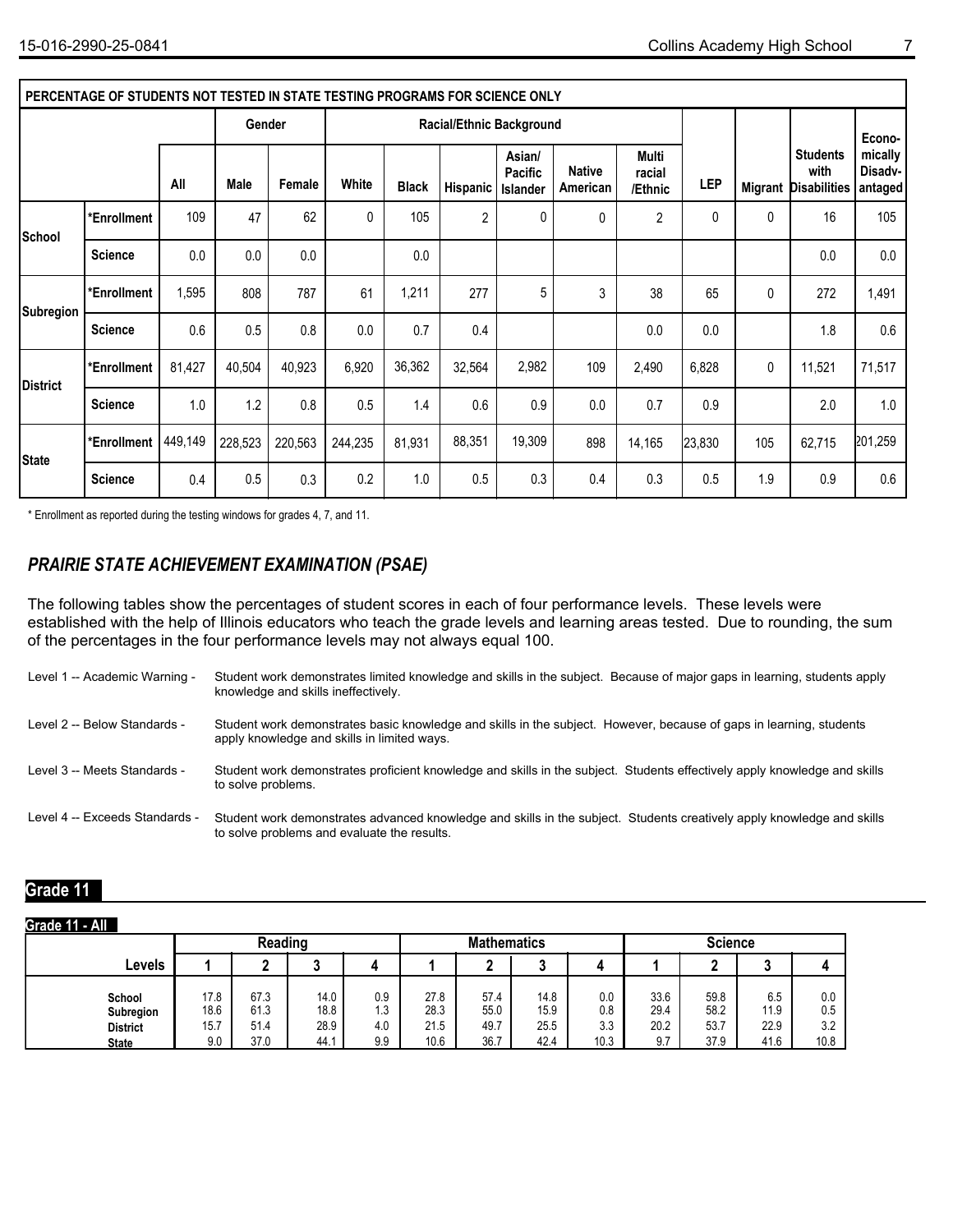## PERCENTAGE OF STUDENTS NOT TESTED IN STATE TESTING PROGRAMS FOR SCIENCE ONLY

| | | | Gender | | Racial/Ethnic Background | | | | | | | | | |
|---|---|---|---|---|---|---|---|---|---|---|---|---|---|---|
| | | All | Male | Female | White | Black | Hispanic | Asian/ Pacific Islander | Native American | Multi racial /Ethnic | LEP | Migrant | Students with Disabilities | Econo-mically Disadv-antaged |
| School | *Enrollment | 109 | 47 | 62 | 0 | 105 | 2 | 0 | 0 | 2 | 0 | 0 | 16 | 105 |
| | Science | 0.0 | 0.0 | 0.0 | | 0.0 | | | | | | | 0.0 | 0.0 |
| Subregion | *Enrollment | 1,595 | 808 | 787 | 61 | 1,211 | 277 | 5 | 3 | 38 | 65 | 0 | 272 | 1,491 |
| | Science | 0.6 | 0.5 | 0.8 | 0.0 | 0.7 | 0.4 | | | 0.0 | 0.0 | | 1.8 | 0.6 |
| District | *Enrollment | 81,427 | 40,504 | 40,923 | 6,920 | 36,362 | 32,564 | 2,982 | 109 | 2,490 | 6,828 | 0 | 11,521 | 71,517 |
| | Science | 1.0 | 1.2 | 0.8 | 0.5 | 1.4 | 0.6 | 0.9 | 0.0 | 0.7 | 0.9 | | 2.0 | 1.0 |
| State | *Enrollment | 449,149 | 228,523 | 220,563 | 244,235 | 81,931 | 88,351 | 19,309 | 898 | 14,165 | 23,830 | 105 | 62,715 | 201,259 |
| | Science | 0.4 | 0.5 | 0.3 | 0.2 | 1.0 | 0.5 | 0.3 | 0.4 | 0.3 | 0.5 | 1.9 | 0.9 | 0.6 |

* Enrollment as reported during the testing windows for grades 4, 7, and 11.

## *PRAIRIE STATE ACHIEVEMENT EXAMINATION (PSAE)*

The following tables show the percentages of student scores in each of four performance levels. These levels were established with the help of Illinois educators who teach the grade levels and learning areas tested. Due to rounding, the sum of the percentages in the four performance levels may not always equal 100.

Level 1 -- Academic Warning - Student work demonstrates limited knowledge and skills in the subject. Because of major gaps in learning, students apply knowledge and skills ineffectively.

Level 2 -- Below Standards - Student work demonstrates basic knowledge and skills in the subject. However, because of gaps in learning, students apply knowledge and skills in limited ways.

Level 3 -- Meets Standards - Student work demonstrates proficient knowledge and skills in the subject. Students effectively apply knowledge and skills to solve problems.

Level 4 -- Exceeds Standards - Student work demonstrates advanced knowledge and skills in the subject. Students creatively apply knowledge and skills to solve problems and evaluate the results.

## Grade 11

### Grade 11 - All

| | Reading | | | | Mathematics | | | | Science | | | |
|---|---|---|---|---|---|---|---|---|---|---|---|---|
| Levels | 1 | 2 | 3 | 4 | 1 | 2 | 3 | 4 | 1 | 2 | 3 | 4 |
| School | 17.8 | 67.3 | 14.0 | 0.9 | 27.8 | 57.4 | 14.8 | 0.0 | 33.6 | 59.8 | 6.5 | 0.0 |
| Subregion | 18.6 | 61.3 | 18.8 | 1.3 | 28.3 | 55.0 | 15.9 | 0.8 | 29.4 | 58.2 | 11.9 | 0.5 |
| District | 15.7 | 51.4 | 28.9 | 4.0 | 21.5 | 49.7 | 25.5 | 3.3 | 20.2 | 53.7 | 22.9 | 3.2 |
| State | 9.0 | 37.0 | 44.1 | 9.9 | 10.6 | 36.7 | 42.4 | 10.3 | 9.7 | 37.9 | 41.6 | 10.8 |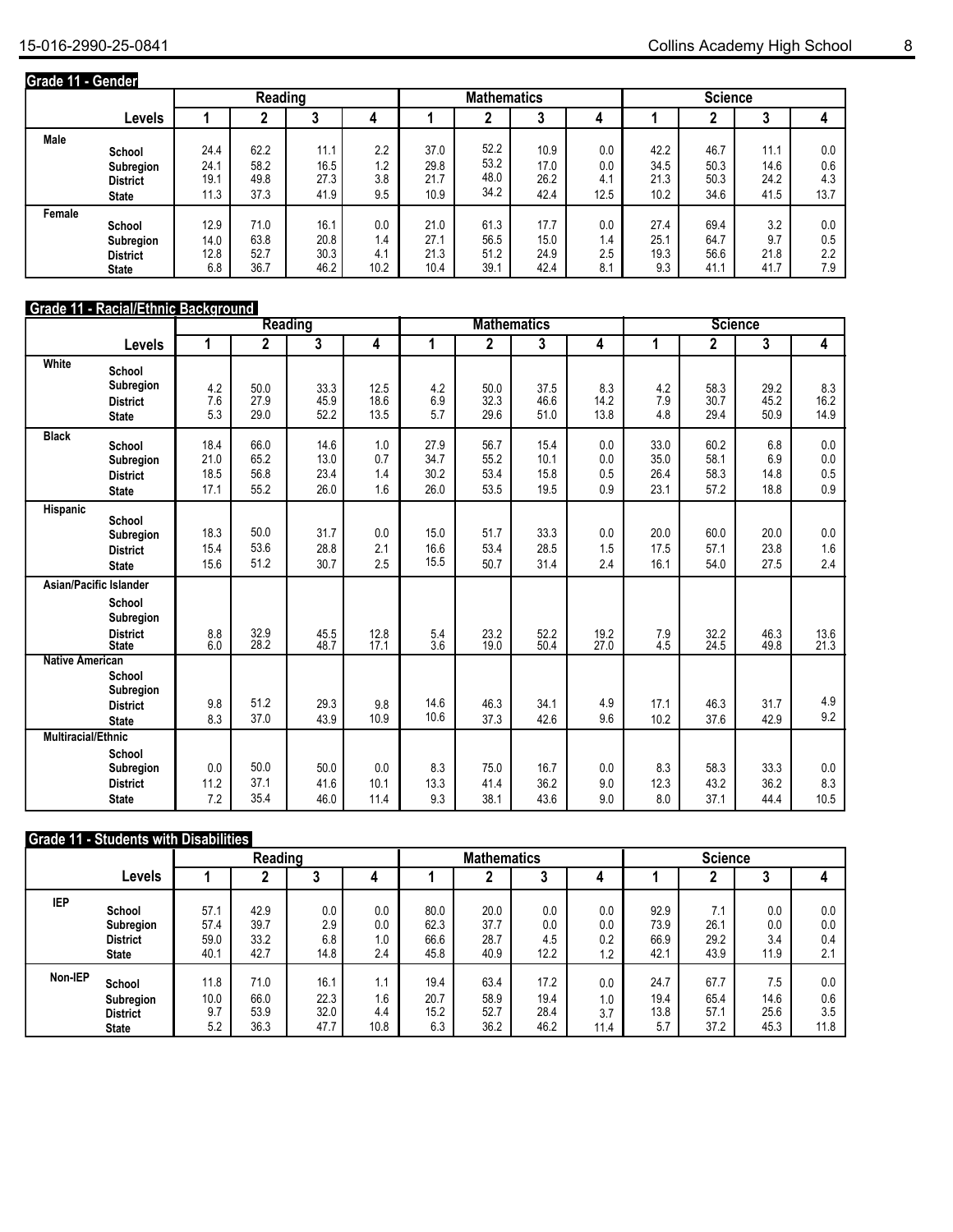## Grade 11 - Gender

| | Levels | Reading 1 | Reading 2 | Reading 3 | Reading 4 | Mathematics 1 | Mathematics 2 | Mathematics 3 | Mathematics 4 | Science 1 | Science 2 | Science 3 | Science 4 |
|---|---|---|---|---|---|---|---|---|---|---|---|---|---|
| Male | School | 24.4 | 62.2 | 11.1 | 2.2 | 37.0 | 52.2 | 10.9 | 0.0 | 42.2 | 46.7 | 11.1 | 0.0 |
| | Subregion | 24.1 | 58.2 | 16.5 | 1.2 | 29.8 | 53.2 | 17.0 | 0.0 | 34.5 | 50.3 | 14.6 | 0.6 |
| | District | 19.1 | 49.8 | 27.3 | 3.8 | 21.7 | 48.0 | 26.2 | 4.1 | 21.3 | 50.3 | 24.2 | 4.3 |
| | State | 11.3 | 37.3 | 41.9 | 9.5 | 10.9 | 34.2 | 42.4 | 12.5 | 10.2 | 34.6 | 41.5 | 13.7 |
| Female | School | 12.9 | 71.0 | 16.1 | 0.0 | 21.0 | 61.3 | 17.7 | 0.0 | 27.4 | 69.4 | 3.2 | 0.0 |
| | Subregion | 14.0 | 63.8 | 20.8 | 1.4 | 27.1 | 56.5 | 15.0 | 1.4 | 25.1 | 64.7 | 9.7 | 0.5 |
| | District | 12.8 | 52.7 | 30.3 | 4.1 | 21.3 | 51.2 | 24.9 | 2.5 | 19.3 | 56.6 | 21.8 | 2.2 |
| | State | 6.8 | 36.7 | 46.2 | 10.2 | 10.4 | 39.1 | 42.4 | 8.1 | 9.3 | 41.1 | 41.7 | 7.9 |

## Grade 11 - Racial/Ethnic Background

| | Levels | Reading 1 | Reading 2 | Reading 3 | Reading 4 | Mathematics 1 | Mathematics 2 | Mathematics 3 | Mathematics 4 | Science 1 | Science 2 | Science 3 | Science 4 |
|---|---|---|---|---|---|---|---|---|---|---|---|---|---|
| White | School | | | | | | | | | | | | |
| | Subregion | 4.2 | 50.0 | 33.3 | 12.5 | 4.2 | 50.0 | 37.5 | 8.3 | 4.2 | 58.3 | 29.2 | 8.3 |
| | District | 7.6 | 27.9 | 45.9 | 18.6 | 6.9 | 32.3 | 46.6 | 14.2 | 7.9 | 30.7 | 45.2 | 16.2 |
| | State | 5.3 | 29.0 | 52.2 | 13.5 | 5.7 | 29.6 | 51.0 | 13.8 | 4.8 | 29.4 | 50.9 | 14.9 |
| Black | School | 18.4 | 66.0 | 14.6 | 1.0 | 27.9 | 56.7 | 15.4 | 0.0 | 33.0 | 60.2 | 6.8 | 0.0 |
| | Subregion | 21.0 | 65.2 | 13.0 | 0.7 | 34.7 | 55.2 | 10.1 | 0.0 | 35.0 | 58.1 | 6.9 | 0.0 |
| | District | 18.5 | 56.8 | 23.4 | 1.4 | 30.2 | 53.4 | 15.8 | 0.5 | 26.4 | 58.3 | 14.8 | 0.5 |
| | State | 17.1 | 55.2 | 26.0 | 1.6 | 26.0 | 53.5 | 19.5 | 0.9 | 23.1 | 57.2 | 18.8 | 0.9 |
| Hispanic | School | | | | | | | | | | | | |
| | Subregion | 18.3 | 50.0 | 31.7 | 0.0 | 15.0 | 51.7 | 33.3 | 0.0 | 20.0 | 60.0 | 20.0 | 0.0 |
| | District | 15.4 | 53.6 | 28.8 | 2.1 | 16.6 | 53.4 | 28.5 | 1.5 | 17.5 | 57.1 | 23.8 | 1.6 |
| | State | 15.6 | 51.2 | 30.7 | 2.5 | 15.5 | 50.7 | 31.4 | 2.4 | 16.1 | 54.0 | 27.5 | 2.4 |
| Asian/Pacific Islander | School | | | | | | | | | | | | |
| | Subregion | | | | | | | | | | | | |
| | District | 8.8 | 32.9 | 45.5 | 12.8 | 5.4 | 23.2 | 52.2 | 19.2 | 7.9 | 32.2 | 46.3 | 13.6 |
| | State | 6.0 | 28.2 | 48.7 | 17.1 | 3.6 | 19.0 | 50.4 | 27.0 | 4.5 | 24.5 | 49.8 | 21.3 |
| Native American | School | | | | | | | | | | | | |
| | Subregion | | | | | | | | | | | | |
| | District | 9.8 | 51.2 | 29.3 | 9.8 | 14.6 | 46.3 | 34.1 | 4.9 | 17.1 | 46.3 | 31.7 | 4.9 |
| | State | 8.3 | 37.0 | 43.9 | 10.9 | 10.6 | 37.3 | 42.6 | 9.6 | 10.2 | 37.6 | 42.9 | 9.2 |
| Multiracial/Ethnic | School | | | | | | | | | | | | |
| | Subregion | 0.0 | 50.0 | 50.0 | 0.0 | 8.3 | 75.0 | 16.7 | 0.0 | 8.3 | 58.3 | 33.3 | 0.0 |
| | District | 11.2 | 37.1 | 41.6 | 10.1 | 13.3 | 41.4 | 36.2 | 9.0 | 12.3 | 43.2 | 36.2 | 8.3 |
| | State | 7.2 | 35.4 | 46.0 | 11.4 | 9.3 | 38.1 | 43.6 | 9.0 | 8.0 | 37.1 | 44.4 | 10.5 |

## Grade 11 - Students with Disabilities

| | Levels | Reading 1 | Reading 2 | Reading 3 | Reading 4 | Mathematics 1 | Mathematics 2 | Mathematics 3 | Mathematics 4 | Science 1 | Science 2 | Science 3 | Science 4 |
|---|---|---|---|---|---|---|---|---|---|---|---|---|---|
| IEP | School | 57.1 | 42.9 | 0.0 | 0.0 | 80.0 | 20.0 | 0.0 | 0.0 | 92.9 | 7.1 | 0.0 | 0.0 |
| | Subregion | 57.4 | 39.7 | 2.9 | 0.0 | 62.3 | 37.7 | 0.0 | 0.0 | 73.9 | 26.1 | 0.0 | 0.0 |
| | District | 59.0 | 33.2 | 6.8 | 1.0 | 66.6 | 28.7 | 4.5 | 0.2 | 66.9 | 29.2 | 3.4 | 0.4 |
| | State | 40.1 | 42.7 | 14.8 | 2.4 | 45.8 | 40.9 | 12.2 | 1.2 | 42.1 | 43.9 | 11.9 | 2.1 |
| Non-IEP | School | 11.8 | 71.0 | 16.1 | 1.1 | 19.4 | 63.4 | 17.2 | 0.0 | 24.7 | 67.7 | 7.5 | 0.0 |
| | Subregion | 10.0 | 66.0 | 22.3 | 1.6 | 20.7 | 58.9 | 19.4 | 1.0 | 19.4 | 65.4 | 14.6 | 0.6 |
| | District | 9.7 | 53.9 | 32.0 | 4.4 | 15.2 | 52.7 | 28.4 | 3.7 | 13.8 | 57.1 | 25.6 | 3.5 |
| | State | 5.2 | 36.3 | 47.7 | 10.8 | 6.3 | 36.2 | 46.2 | 11.4 | 5.7 | 37.2 | 45.3 | 11.8 |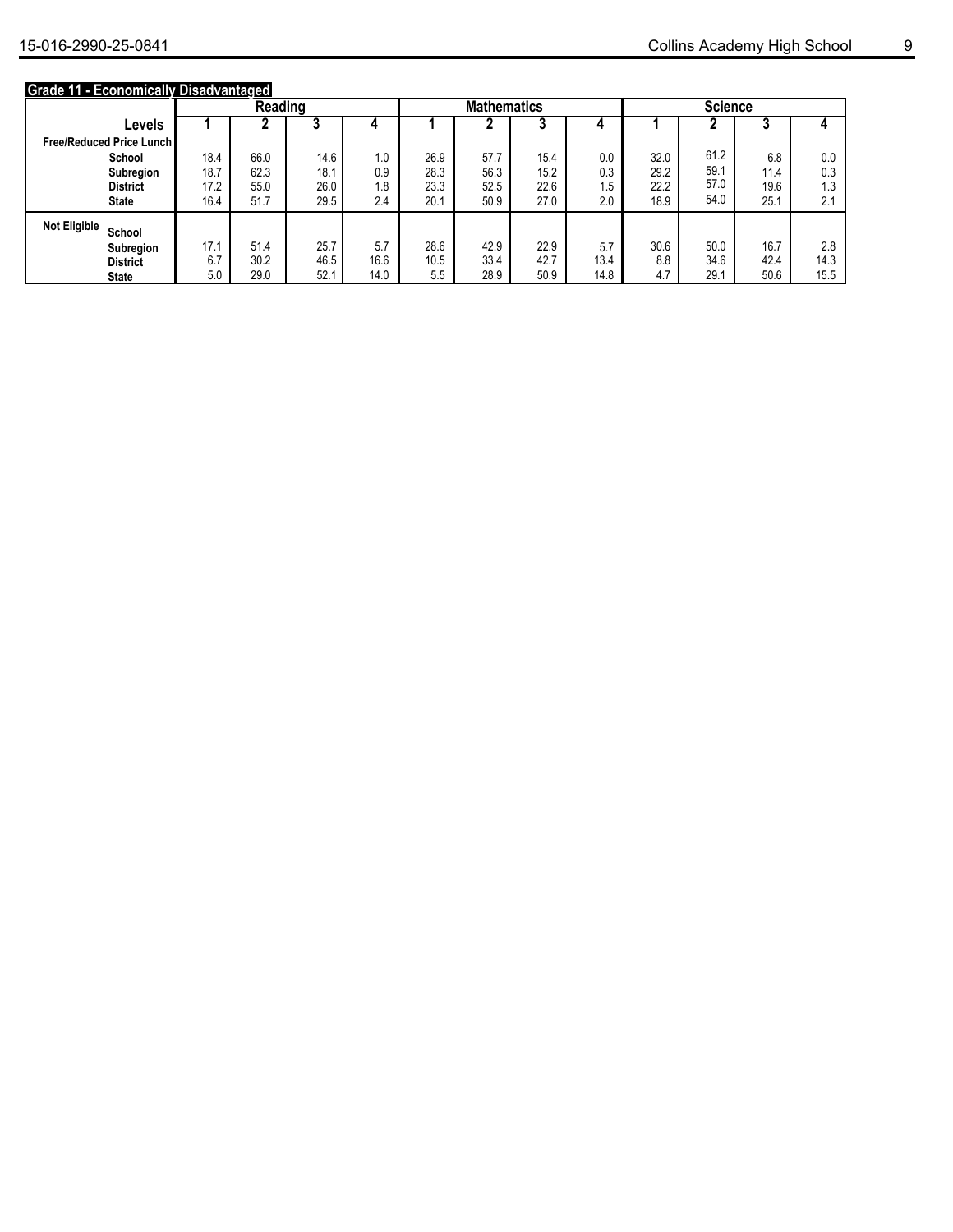**Grade 11 - Economically Disadvantaged**

| Levels | Reading | | | | Mathematics | | | | Science | | | |
|---|---|---|---|---|---|---|---|---|---|---|---|---|
| | 1 | 2 | 3 | 4 | 1 | 2 | 3 | 4 | 1 | 2 | 3 | 4 |
| **Free/Reduced Price Lunch** | | | | | | | | | | | | |
| **School** | 18.4 | 66.0 | 14.6 | 1.0 | 26.9 | 57.7 | 15.4 | 0.0 | 32.0 | 61.2 | 6.8 | 0.0 |
| **Subregion** | 18.7 | 62.3 | 18.1 | 0.9 | 28.3 | 56.3 | 15.2 | 0.3 | 29.2 | 59.1 | 11.4 | 0.3 |
| **District** | 17.2 | 55.0 | 26.0 | 1.8 | 23.3 | 52.5 | 22.6 | 1.5 | 22.2 | 57.0 | 19.6 | 1.3 |
| **State** | 16.4 | 51.7 | 29.5 | 2.4 | 20.1 | 50.9 | 27.0 | 2.0 | 18.9 | 54.0 | 25.1 | 2.1 |
| **Not Eligible** | | | | | | | | | | | | |
| **School** | | | | | | | | | | | | |
| **Subregion** | 17.1 | 51.4 | 25.7 | 5.7 | 28.6 | 42.9 | 22.9 | 5.7 | 30.6 | 50.0 | 16.7 | 2.8 |
| **District** | 6.7 | 30.2 | 46.5 | 16.6 | 10.5 | 33.4 | 42.7 | 13.4 | 8.8 | 34.6 | 42.4 | 14.3 |
| **State** | 5.0 | 29.0 | 52.1 | 14.0 | 5.5 | 28.9 | 50.9 | 14.8 | 4.7 | 29.1 | 50.6 | 15.5 |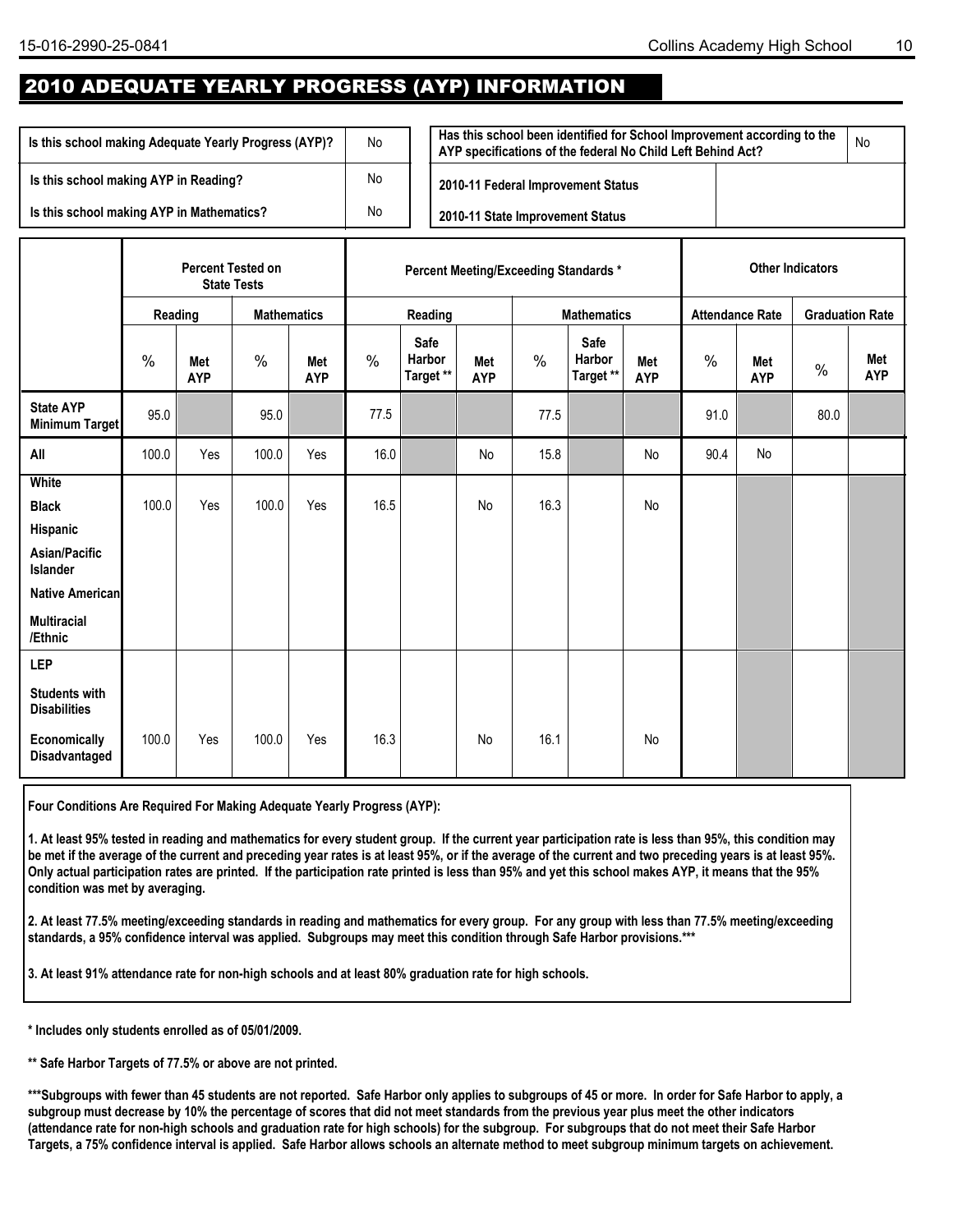## 2010 ADEQUATE YEARLY PROGRESS (AYP) INFORMATION

| | |
|---|---|
| Is this school making Adequate Yearly Progress (AYP)? | No |
| Is this school making AYP in Reading? | No |
| Is this school making AYP in Mathematics? | No |

| | |
|---|---|
| Has this school been identified for School Improvement according to the AYP specifications of the federal No Child Left Behind Act? | No |
| 2010-11 Federal Improvement Status | |
| 2010-11 State Improvement Status | |

| | Percent Tested on State Tests | | | | Percent Meeting/Exceeding Standards * | | | | | | Other Indicators | | | |
|---|---|---|---|---|---|---|---|---|---|---|---|---|---|---|
| | Reading | | Mathematics | | Reading | | | Mathematics | | | Attendance Rate | | Graduation Rate | |
| | % | Met AYP | % | Met AYP | % | Safe Harbor Target ** | Met AYP | % | Safe Harbor Target ** | Met AYP | % | Met AYP | % | Met AYP |
| State AYP Minimum Target | 95.0 | | 95.0 | | 77.5 | | | 77.5 | | | 91.0 | | 80.0 | |
| All | 100.0 | Yes | 100.0 | Yes | 16.0 | | No | 15.8 | | No | 90.4 | No | | |
| White | | | | | | | | | | | | | | |
| Black | 100.0 | Yes | 100.0 | Yes | 16.5 | | No | 16.3 | | No | | | | |
| Hispanic | | | | | | | | | | | | | | |
| Asian/Pacific Islander | | | | | | | | | | | | | | |
| Native American | | | | | | | | | | | | | | |
| Multiracial /Ethnic | | | | | | | | | | | | | | |
| LEP | | | | | | | | | | | | | | |
| Students with Disabilities | | | | | | | | | | | | | | |
| Economically Disadvantaged | 100.0 | Yes | 100.0 | Yes | 16.3 | | No | 16.1 | | No | | | | |

**Four Conditions Are Required For Making Adequate Yearly Progress (AYP):**

**1. At least 95% tested in reading and mathematics for every student group. If the current year participation rate is less than 95%, this condition may be met if the average of the current and preceding year rates is at least 95%, or if the average of the current and two preceding years is at least 95%. Only actual participation rates are printed. If the participation rate printed is less than 95% and yet this school makes AYP, it means that the 95% condition was met by averaging.**

**2. At least 77.5% meeting/exceeding standards in reading and mathematics for every group. For any group with less than 77.5% meeting/exceeding standards, a 95% confidence interval was applied. Subgroups may meet this condition through Safe Harbor provisions.*****

**3. At least 91% attendance rate for non-high schools and at least 80% graduation rate for high schools.**

**\* Includes only students enrolled as of 05/01/2009.**

**\*\* Safe Harbor Targets of 77.5% or above are not printed.**

**\*\*\*Subgroups with fewer than 45 students are not reported. Safe Harbor only applies to subgroups of 45 or more. In order for Safe Harbor to apply, a subgroup must decrease by 10% the percentage of scores that did not meet standards from the previous year plus meet the other indicators (attendance rate for non-high schools and graduation rate for high schools) for the subgroup. For subgroups that do not meet their Safe Harbor Targets, a 75% confidence interval is applied. Safe Harbor allows schools an alternate method to meet subgroup minimum targets on achievement.**